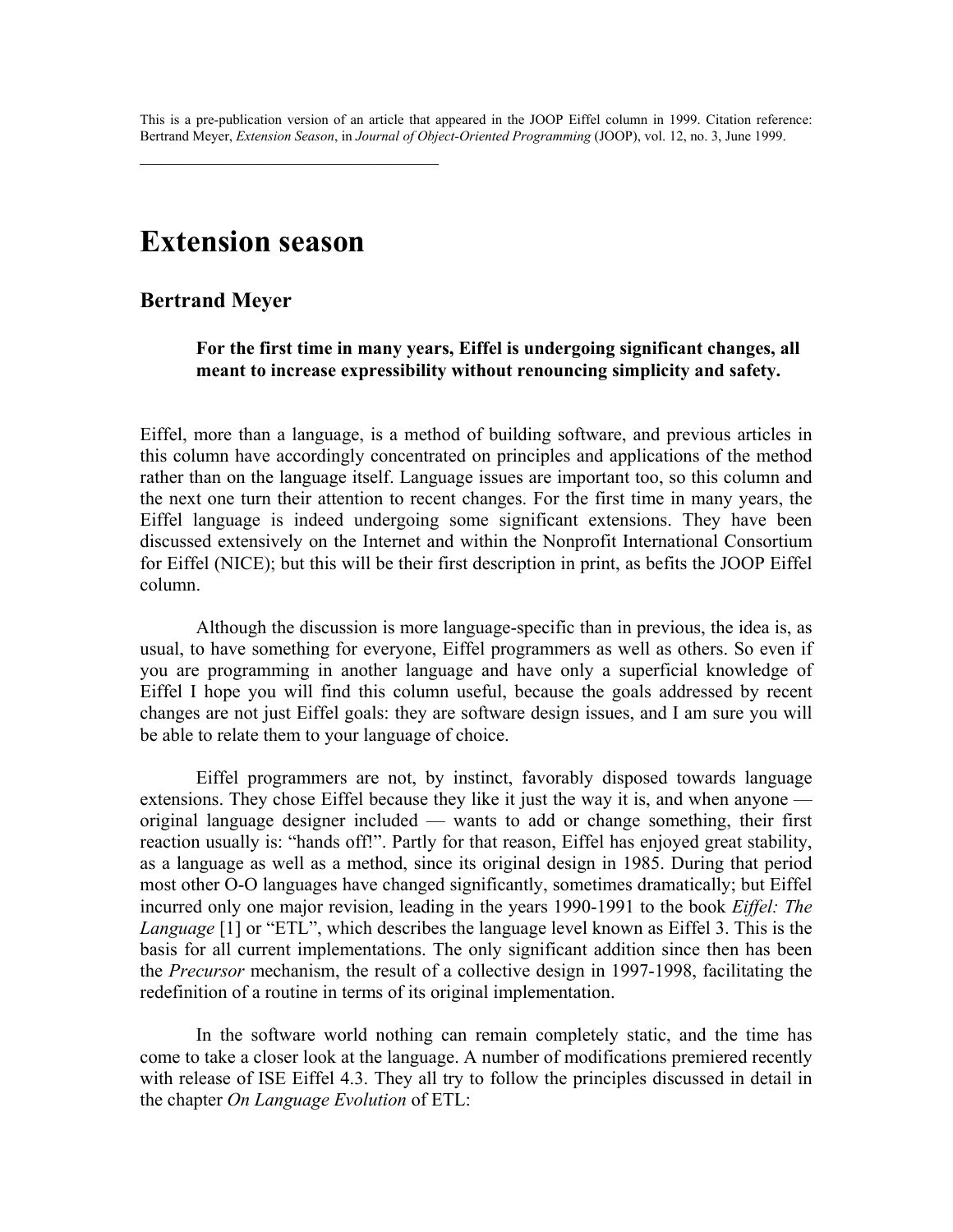This is a pre-publication version of an article that appeared in the JOOP Eiffel column in 1999. Citation reference: Bertrand Meyer, *Extension Season*, in *Journal of Object-Oriented Programming* (JOOP), vol. 12, no. 3, June 1999.

---

# Extension season

## Bertrand Meyer

> **For the first time in many years, Eiffel is undergoing significant changes, all meant to increase expressibility without renouncing simplicity and safety.**

Eiffel, more than a language, is a method of building software, and previous articles in this column have accordingly concentrated on principles and applications of the method rather than on the language itself. Language issues are important too, so this column and the next one turn their attention to recent changes. For the first time in many years, the Eiffel language is indeed undergoing some significant extensions. They have been discussed extensively on the Internet and within the Nonprofit International Consortium for Eiffel (NICE); but this will be their first description in print, as befits the JOOP Eiffel column.

Although the discussion is more language-specific than in previous, the idea is, as usual, to have something for everyone, Eiffel programmers as well as others. So even if you are programming in another language and have only a superficial knowledge of Eiffel I hope you will find this column useful, because the goals addressed by recent changes are not just Eiffel goals: they are software design issues, and I am sure you will be able to relate them to your language of choice.

Eiffel programmers are not, by instinct, favorably disposed towards language extensions. They chose Eiffel because they like it just the way it is, and when anyone — original language designer included — wants to add or change something, their first reaction usually is: "hands off!". Partly for that reason, Eiffel has enjoyed great stability, as a language as well as a method, since its original design in 1985. During that period most other O-O languages have changed significantly, sometimes dramatically; but Eiffel incurred only one major revision, leading in the years 1990-1991 to the book *Eiffel: The Language* [1] or "ETL", which describes the language level known as Eiffel 3. This is the basis for all current implementations. The only significant addition since then has been the *Precursor* mechanism, the result of a collective design in 1997-1998, facilitating the redefinition of a routine in terms of its original implementation.

In the software world nothing can remain completely static, and the time has come to take a closer look at the language. A number of modifications premiered recently with release of ISE Eiffel 4.3. They all try to follow the principles discussed in detail in the chapter *On Language Evolution* of ETL: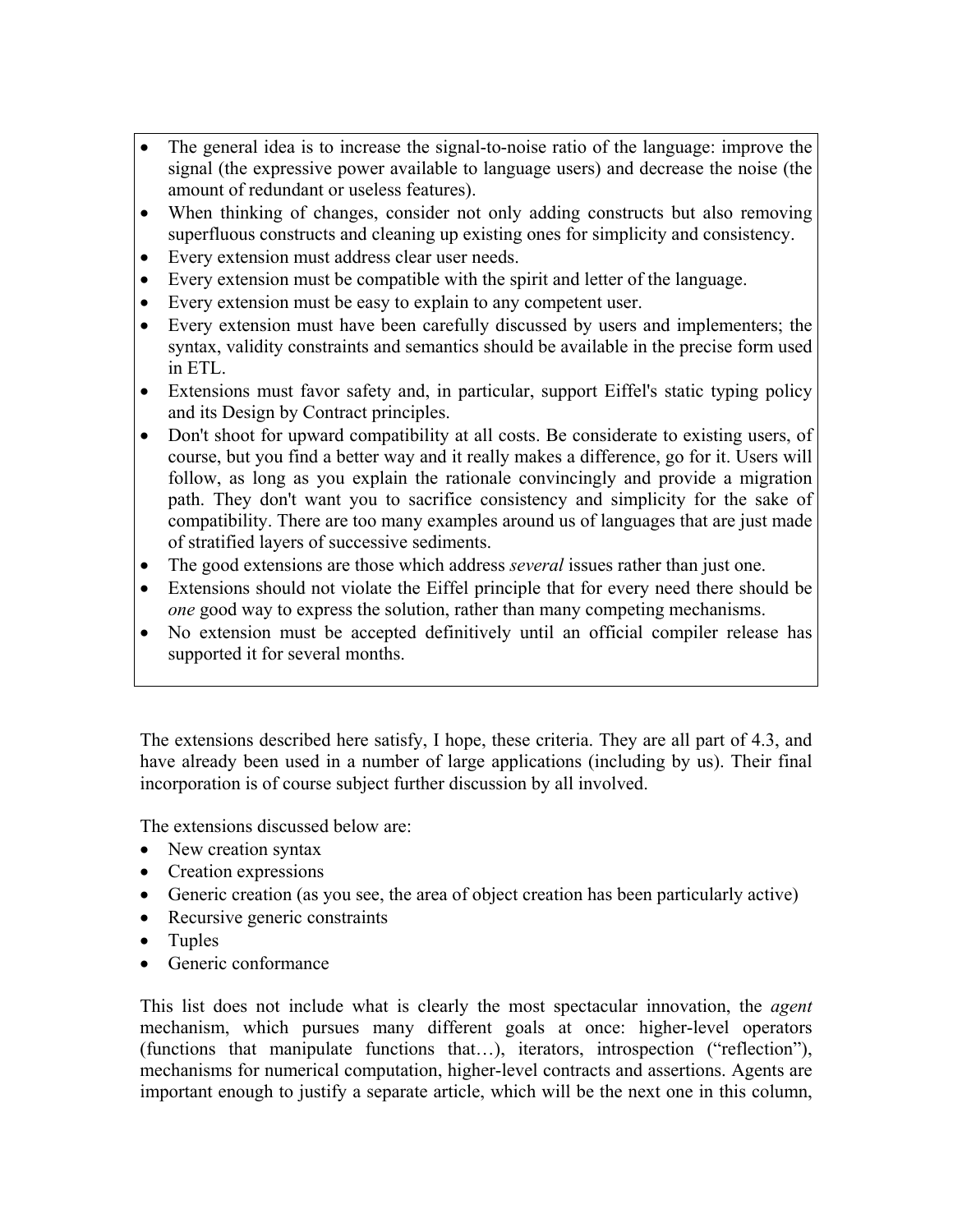- The general idea is to increase the signal-to-noise ratio of the language: improve the signal (the expressive power available to language users) and decrease the noise (the amount of redundant or useless features).
- When thinking of changes, consider not only adding constructs but also removing superfluous constructs and cleaning up existing ones for simplicity and consistency.
- Every extension must address clear user needs.
- Every extension must be compatible with the spirit and letter of the language.
- Every extension must be easy to explain to any competent user.
- Every extension must have been carefully discussed by users and implementers; the syntax, validity constraints and semantics should be available in the precise form used in ETL.
- Extensions must favor safety and, in particular, support Eiffel's static typing policy and its Design by Contract principles.
- Don't shoot for upward compatibility at all costs. Be considerate to existing users, of course, but you find a better way and it really makes a difference, go for it. Users will follow, as long as you explain the rationale convincingly and provide a migration path. They don't want you to sacrifice consistency and simplicity for the sake of compatibility. There are too many examples around us of languages that are just made of stratified layers of successive sediments.
- The good extensions are those which address *several* issues rather than just one.
- Extensions should not violate the Eiffel principle that for every need there should be *one* good way to express the solution, rather than many competing mechanisms.
- No extension must be accepted definitively until an official compiler release has supported it for several months.

The extensions described here satisfy, I hope, these criteria. They are all part of 4.3, and have already been used in a number of large applications (including by us). Their final incorporation is of course subject further discussion by all involved.

The extensions discussed below are:

- New creation syntax
- Creation expressions
- Generic creation (as you see, the area of object creation has been particularly active)
- Recursive generic constraints
- Tuples
- Generic conformance

This list does not include what is clearly the most spectacular innovation, the *agent* mechanism, which pursues many different goals at once: higher-level operators (functions that manipulate functions that…), iterators, introspection ("reflection"), mechanisms for numerical computation, higher-level contracts and assertions. Agents are important enough to justify a separate article, which will be the next one in this column,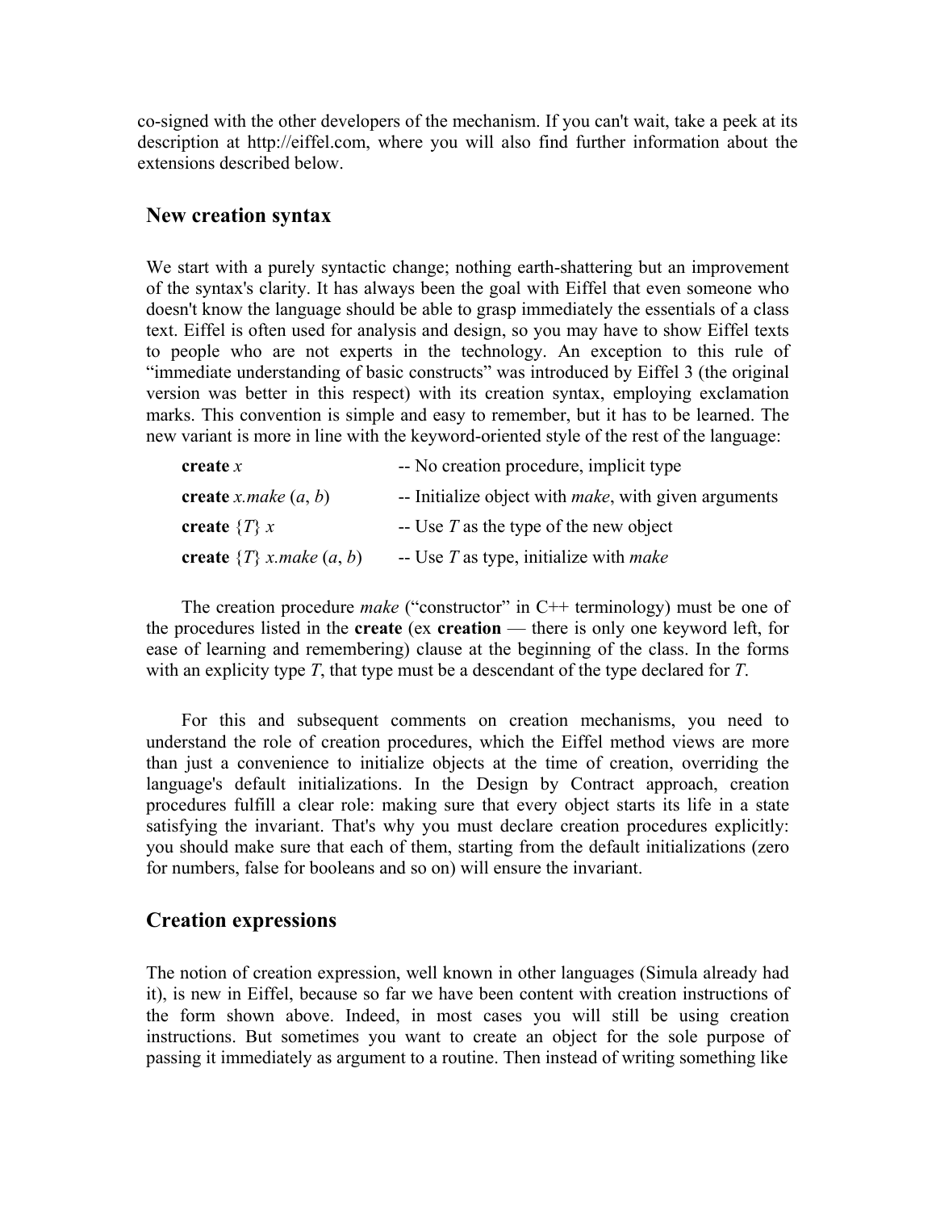co-signed with the other developers of the mechanism. If you can't wait, take a peek at its description at http://eiffel.com, where you will also find further information about the extensions described below.

## New creation syntax

We start with a purely syntactic change; nothing earth-shattering but an improvement of the syntax's clarity. It has always been the goal with Eiffel that even someone who doesn't know the language should be able to grasp immediately the essentials of a class text. Eiffel is often used for analysis and design, so you may have to show Eiffel texts to people who are not experts in the technology. An exception to this rule of "immediate understanding of basic constructs" was introduced by Eiffel 3 (the original version was better in this respect) with its creation syntax, employing exclamation marks. This convention is simple and easy to remember, but it has to be learned. The new variant is more in line with the keyword-oriented style of the rest of the language:

```
create x                    -- No creation procedure, implicit type
create x.make (a, b)        -- Initialize object with make, with given arguments
create {T} x                -- Use T as the type of the new object
create {T} x.make (a, b)    -- Use T as type, initialize with make
```

The creation procedure *make* ("constructor" in C++ terminology) must be one of the procedures listed in the **create** (ex **creation** — there is only one keyword left, for ease of learning and remembering) clause at the beginning of the class. In the forms with an explicity type *T*, that type must be a descendant of the type declared for *T*.

For this and subsequent comments on creation mechanisms, you need to understand the role of creation procedures, which the Eiffel method views are more than just a convenience to initialize objects at the time of creation, overriding the language's default initializations. In the Design by Contract approach, creation procedures fulfill a clear role: making sure that every object starts its life in a state satisfying the invariant. That's why you must declare creation procedures explicitly: you should make sure that each of them, starting from the default initializations (zero for numbers, false for booleans and so on) will ensure the invariant.

## Creation expressions

The notion of creation expression, well known in other languages (Simula already had it), is new in Eiffel, because so far we have been content with creation instructions of the form shown above. Indeed, in most cases you will still be using creation instructions. But sometimes you want to create an object for the sole purpose of passing it immediately as argument to a routine. Then instead of writing something like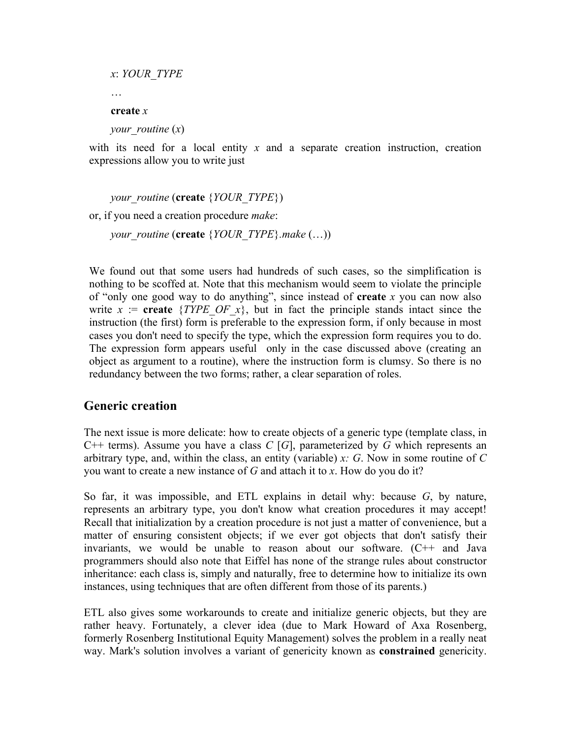*x*: *YOUR_TYPE*

…

**create** *x*

*your_routine* (*x*)

with its need for a local entity *x* and a separate creation instruction, creation expressions allow you to write just

*your_routine* (**create** {*YOUR_TYPE*})

or, if you need a creation procedure *make*:

*your_routine* (**create** {*YOUR_TYPE*}.*make* (…))

We found out that some users had hundreds of such cases, so the simplification is nothing to be scoffed at. Note that this mechanism would seem to violate the principle of "only one good way to do anything", since instead of **create** *x* you can now also write *x* := **create** {*TYPE_OF_x*}, but in fact the principle stands intact since the instruction (the first) form is preferable to the expression form, if only because in most cases you don't need to specify the type, which the expression form requires you to do. The expression form appears useful only in the case discussed above (creating an object as argument to a routine), where the instruction form is clumsy. So there is no redundancy between the two forms; rather, a clear separation of roles.

## Generic creation

The next issue is more delicate: how to create objects of a generic type (template class, in C++ terms). Assume you have a class *C* [*G*], parameterized by *G* which represents an arbitrary type, and, within the class, an entity (variable) *x: G*. Now in some routine of *C* you want to create a new instance of *G* and attach it to *x*. How do you do it?

So far, it was impossible, and ETL explains in detail why: because *G*, by nature, represents an arbitrary type, you don't know what creation procedures it may accept! Recall that initialization by a creation procedure is not just a matter of convenience, but a matter of ensuring consistent objects; if we ever got objects that don't satisfy their invariants, we would be unable to reason about our software. (C++ and Java programmers should also note that Eiffel has none of the strange rules about constructor inheritance: each class is, simply and naturally, free to determine how to initialize its own instances, using techniques that are often different from those of its parents.)

ETL also gives some workarounds to create and initialize generic objects, but they are rather heavy. Fortunately, a clever idea (due to Mark Howard of Axa Rosenberg, formerly Rosenberg Institutional Equity Management) solves the problem in a really neat way. Mark's solution involves a variant of genericity known as **constrained** genericity.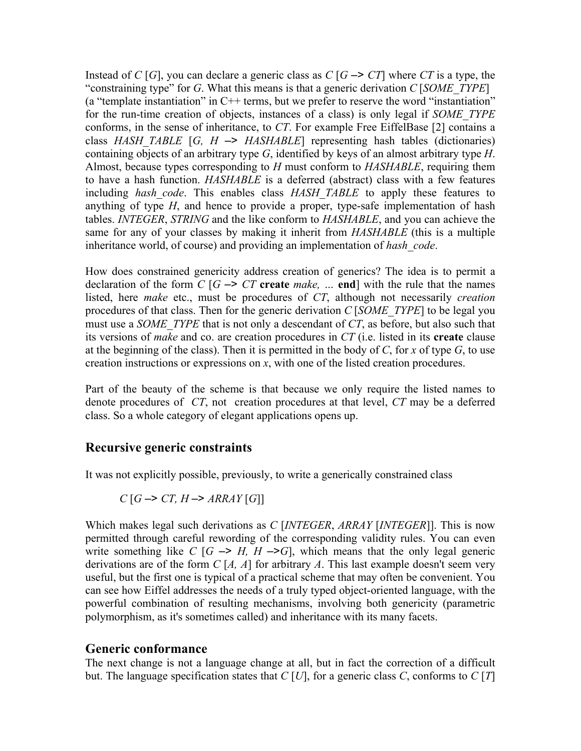Instead of *C* [*G*], you can declare a generic class as *C* [*G* –> *CT*] where *CT* is a type, the "constraining type" for *G*. What this means is that a generic derivation *C* [*SOME_TYPE*] (a "template instantiation" in C++ terms, but we prefer to reserve the word "instantiation" for the run-time creation of objects, instances of a class) is only legal if *SOME_TYPE* conforms, in the sense of inheritance, to *CT*. For example Free EiffelBase [2] contains a class *HASH_TABLE* [*G, H* –> *HASHABLE*] representing hash tables (dictionaries) containing objects of an arbitrary type *G*, identified by keys of an almost arbitrary type *H*. Almost, because types corresponding to *H* must conform to *HASHABLE*, requiring them to have a hash function. *HASHABLE* is a deferred (abstract) class with a few features including *hash_code*. This enables class *HASH_TABLE* to apply these features to anything of type *H*, and hence to provide a proper, type-safe implementation of hash tables. *INTEGER*, *STRING* and the like conform to *HASHABLE*, and you can achieve the same for any of your classes by making it inherit from *HASHABLE* (this is a multiple inheritance world, of course) and providing an implementation of *hash_code*.

How does constrained genericity address creation of generics? The idea is to permit a declaration of the form *C* [*G* –> *CT* **create** *make, …* **end**] with the rule that the names listed, here *make* etc., must be procedures of *CT*, although not necessarily *creation* procedures of that class. Then for the generic derivation *C* [*SOME_TYPE*] to be legal you must use a *SOME_TYPE* that is not only a descendant of *CT*, as before, but also such that its versions of *make* and co. are creation procedures in *CT* (i.e. listed in its **create** clause at the beginning of the class). Then it is permitted in the body of *C*, for *x* of type *G*, to use creation instructions or expressions on *x*, with one of the listed creation procedures.

Part of the beauty of the scheme is that because we only require the listed names to denote procedures of *CT*, not creation procedures at that level, *CT* may be a deferred class. So a whole category of elegant applications opens up.

## Recursive generic constraints

It was not explicitly possible, previously, to write a generically constrained class

*C* [*G* –> *CT, H* –> *ARRAY* [*G*]]

Which makes legal such derivations as *C* [*INTEGER*, *ARRAY* [*INTEGER*]]. This is now permitted through careful rewording of the corresponding validity rules. You can even write something like *C* [*G* –> *H, H* –>*G*], which means that the only legal generic derivations are of the form *C* [*A, A*] for arbitrary *A*. This last example doesn't seem very useful, but the first one is typical of a practical scheme that may often be convenient. You can see how Eiffel addresses the needs of a truly typed object-oriented language, with the powerful combination of resulting mechanisms, involving both genericity (parametric polymorphism, as it's sometimes called) and inheritance with its many facets.

## Generic conformance

The next change is not a language change at all, but in fact the correction of a difficult but. The language specification states that *C* [*U*], for a generic class *C*, conforms to *C* [*T*]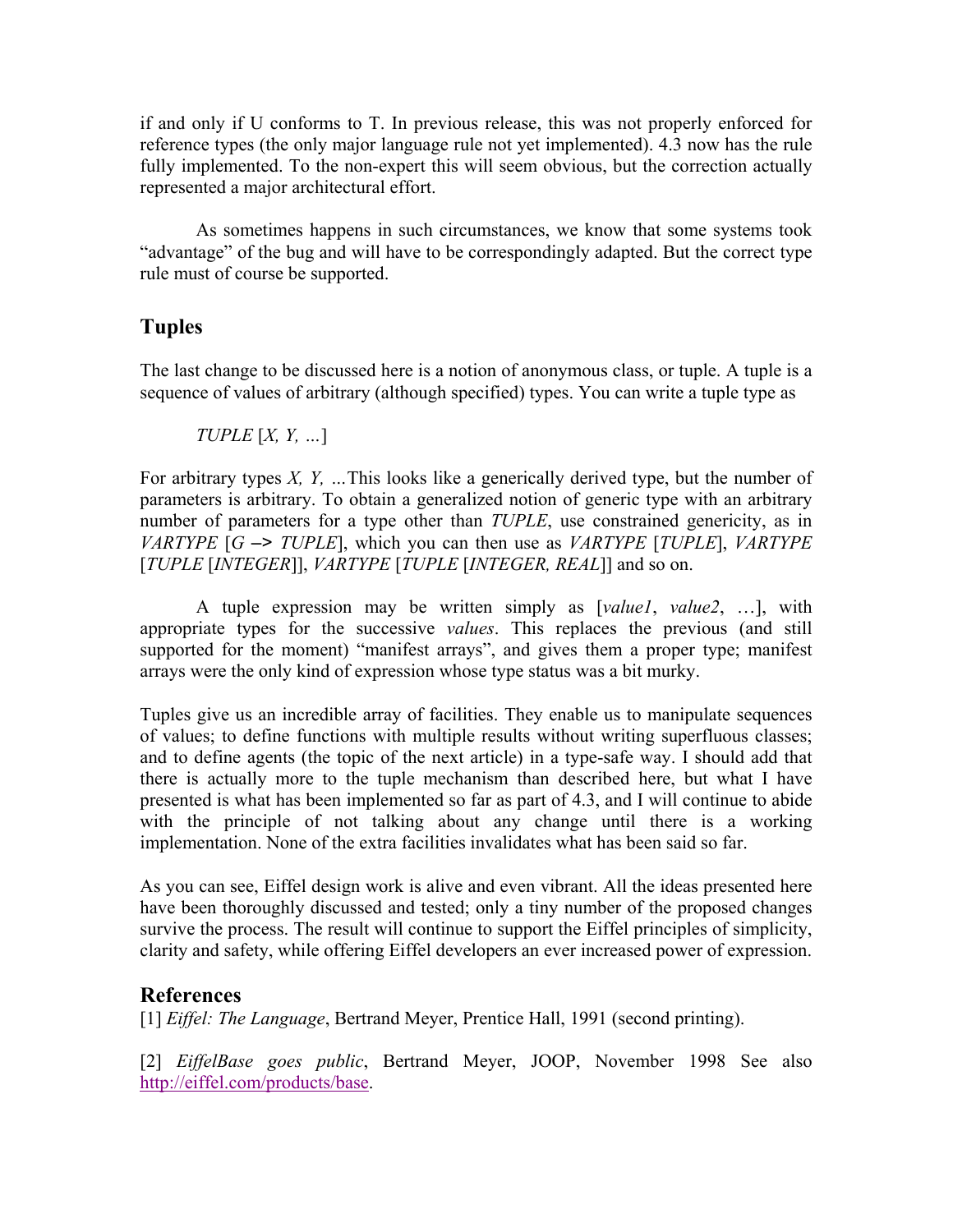if and only if U conforms to T. In previous release, this was not properly enforced for reference types (the only major language rule not yet implemented). 4.3 now has the rule fully implemented. To the non-expert this will seem obvious, but the correction actually represented a major architectural effort.

As sometimes happens in such circumstances, we know that some systems took "advantage" of the bug and will have to be correspondingly adapted. But the correct type rule must of course be supported.

## Tuples

The last change to be discussed here is a notion of anonymous class, or tuple. A tuple is a sequence of values of arbitrary (although specified) types. You can write a tuple type as

*TUPLE* [*X, Y, …*]

For arbitrary types *X, Y, …*This looks like a generically derived type, but the number of parameters is arbitrary. To obtain a generalized notion of generic type with an arbitrary number of parameters for a type other than *TUPLE*, use constrained genericity, as in *VARTYPE* [*G* –> *TUPLE*], which you can then use as *VARTYPE* [*TUPLE*], *VARTYPE* [*TUPLE* [*INTEGER*]], *VARTYPE* [*TUPLE* [*INTEGER, REAL*]] and so on.

A tuple expression may be written simply as [*value1*, *value2*, …], with appropriate types for the successive *values*. This replaces the previous (and still supported for the moment) "manifest arrays", and gives them a proper type; manifest arrays were the only kind of expression whose type status was a bit murky.

Tuples give us an incredible array of facilities. They enable us to manipulate sequences of values; to define functions with multiple results without writing superfluous classes; and to define agents (the topic of the next article) in a type-safe way. I should add that there is actually more to the tuple mechanism than described here, but what I have presented is what has been implemented so far as part of 4.3, and I will continue to abide with the principle of not talking about any change until there is a working implementation. None of the extra facilities invalidates what has been said so far.

As you can see, Eiffel design work is alive and even vibrant. All the ideas presented here have been thoroughly discussed and tested; only a tiny number of the proposed changes survive the process. The result will continue to support the Eiffel principles of simplicity, clarity and safety, while offering Eiffel developers an ever increased power of expression.

## References

[1] *Eiffel: The Language*, Bertrand Meyer, Prentice Hall, 1991 (second printing).

[2] *EiffelBase goes public*, Bertrand Meyer, JOOP, November 1998 See also http://eiffel.com/products/base.